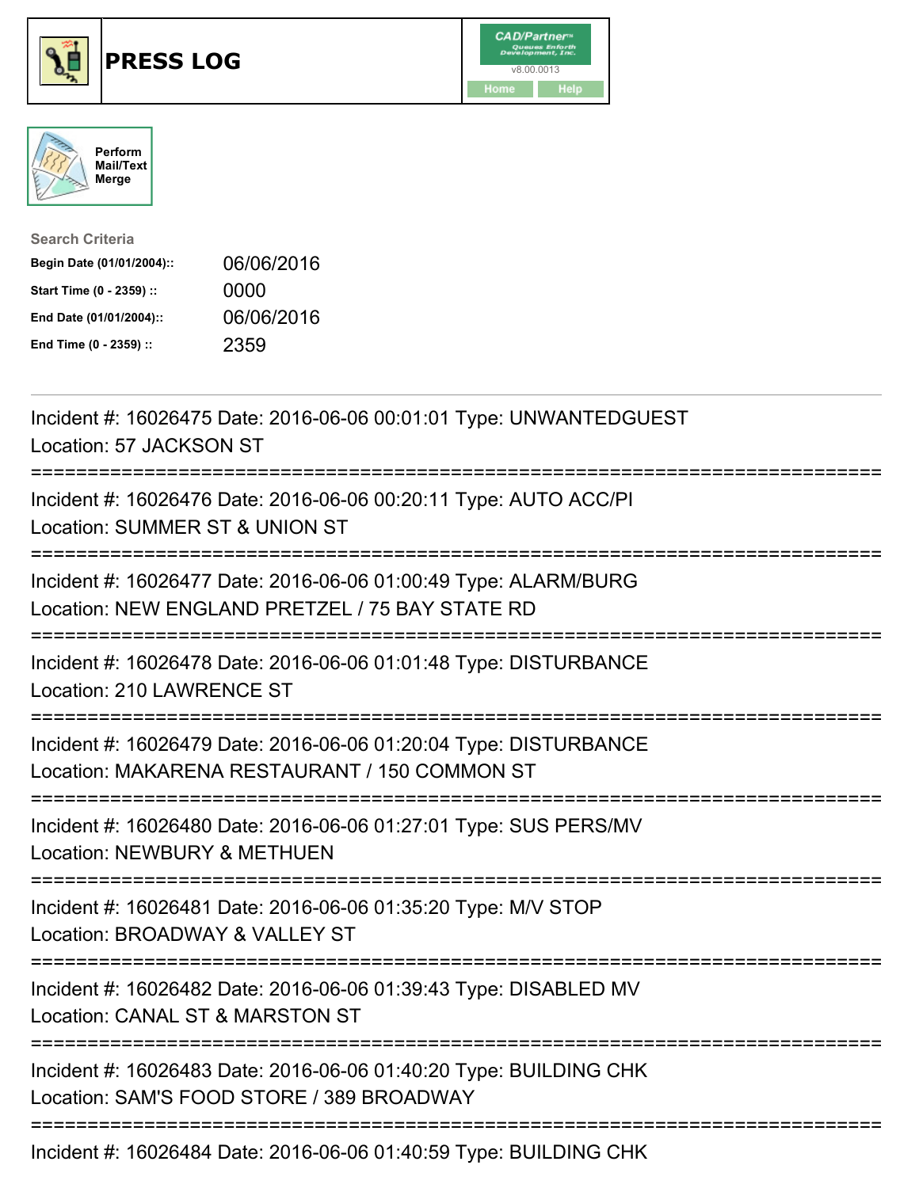# PRESS LOG

Perform Mail/Text Merge

**Search Criteria**

| | |
|---|---|
| **Begin Date (01/01/2004)::** | 06/06/2016 |
| **Start Time (0 - 2359) ::** | 0000 |
| **End Date (01/01/2004)::** | 06/06/2016 |
| **End Time (0 - 2359) ::** | 2359 |

---

Incident #: 16026475 Date: 2016-06-06 00:01:01 Type: UNWANTEDGUEST
Location: 57 JACKSON ST

===========================================================================

Incident #: 16026476 Date: 2016-06-06 00:20:11 Type: AUTO ACC/PI
Location: SUMMER ST & UNION ST

===========================================================================

Incident #: 16026477 Date: 2016-06-06 01:00:49 Type: ALARM/BURG
Location: NEW ENGLAND PRETZEL / 75 BAY STATE RD

===========================================================================

Incident #: 16026478 Date: 2016-06-06 01:01:48 Type: DISTURBANCE
Location: 210 LAWRENCE ST

===========================================================================

Incident #: 16026479 Date: 2016-06-06 01:20:04 Type: DISTURBANCE
Location: MAKARENA RESTAURANT / 150 COMMON ST

===========================================================================

Incident #: 16026480 Date: 2016-06-06 01:27:01 Type: SUS PERS/MV
Location: NEWBURY & METHUEN

===========================================================================

Incident #: 16026481 Date: 2016-06-06 01:35:20 Type: M/V STOP
Location: BROADWAY & VALLEY ST

===========================================================================

Incident #: 16026482 Date: 2016-06-06 01:39:43 Type: DISABLED MV
Location: CANAL ST & MARSTON ST

===========================================================================

Incident #: 16026483 Date: 2016-06-06 01:40:20 Type: BUILDING CHK
Location: SAM'S FOOD STORE / 389 BROADWAY

===========================================================================

Incident #: 16026484 Date: 2016-06-06 01:40:59 Type: BUILDING CHK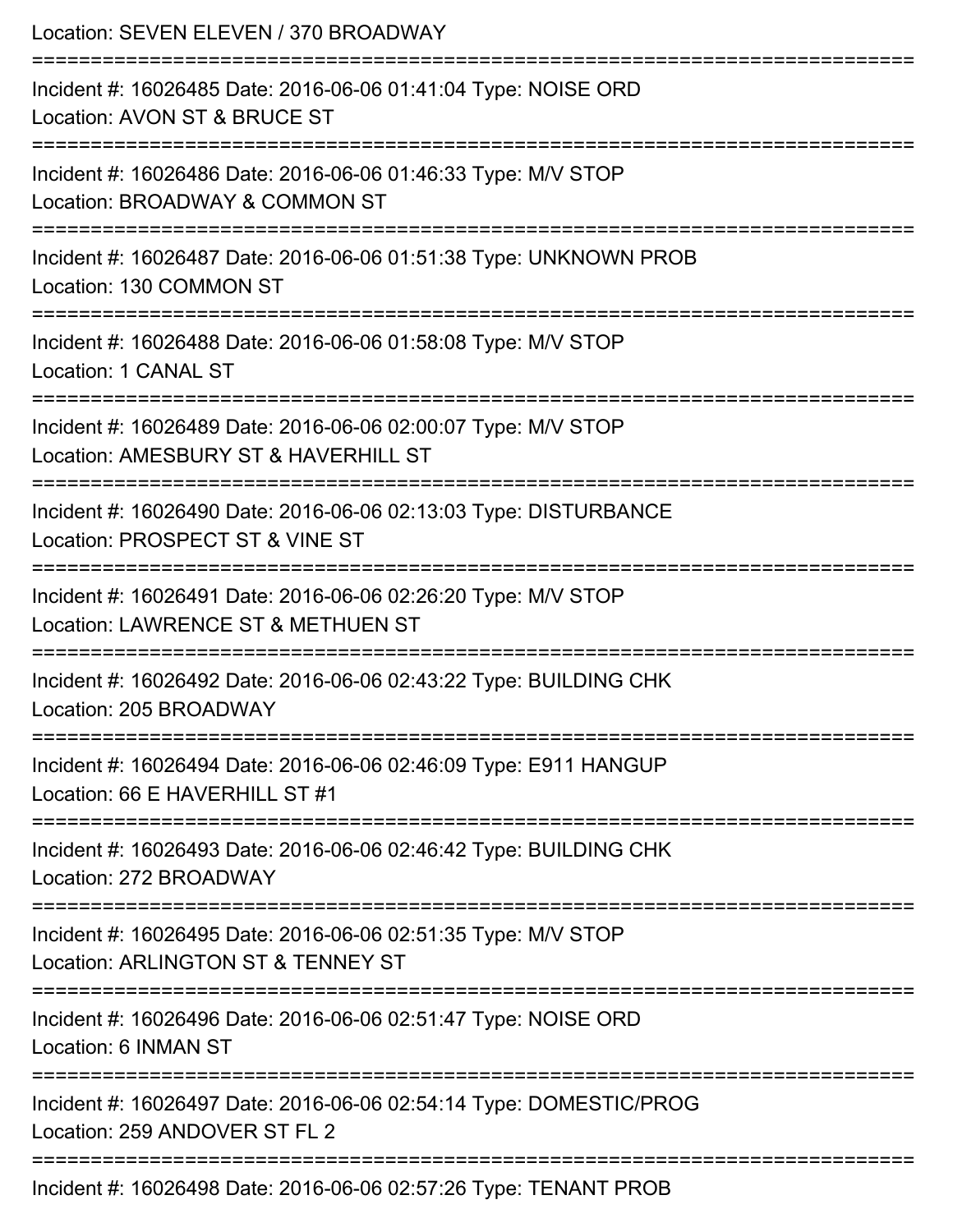Location: SEVEN ELEVEN / 370 BROADWAY

===========================================================================

Incident #: 16026485 Date: 2016-06-06 01:41:04 Type: NOISE ORD
Location: AVON ST & BRUCE ST

===========================================================================

Incident #: 16026486 Date: 2016-06-06 01:46:33 Type: M/V STOP
Location: BROADWAY & COMMON ST

===========================================================================

Incident #: 16026487 Date: 2016-06-06 01:51:38 Type: UNKNOWN PROB
Location: 130 COMMON ST

===========================================================================

Incident #: 16026488 Date: 2016-06-06 01:58:08 Type: M/V STOP
Location: 1 CANAL ST

===========================================================================

Incident #: 16026489 Date: 2016-06-06 02:00:07 Type: M/V STOP
Location: AMESBURY ST & HAVERHILL ST

===========================================================================

Incident #: 16026490 Date: 2016-06-06 02:13:03 Type: DISTURBANCE
Location: PROSPECT ST & VINE ST

===========================================================================

Incident #: 16026491 Date: 2016-06-06 02:26:20 Type: M/V STOP
Location: LAWRENCE ST & METHUEN ST

===========================================================================

Incident #: 16026492 Date: 2016-06-06 02:43:22 Type: BUILDING CHK
Location: 205 BROADWAY

===========================================================================

Incident #: 16026494 Date: 2016-06-06 02:46:09 Type: E911 HANGUP
Location: 66 E HAVERHILL ST #1

===========================================================================

Incident #: 16026493 Date: 2016-06-06 02:46:42 Type: BUILDING CHK
Location: 272 BROADWAY

===========================================================================

Incident #: 16026495 Date: 2016-06-06 02:51:35 Type: M/V STOP
Location: ARLINGTON ST & TENNEY ST

===========================================================================

Incident #: 16026496 Date: 2016-06-06 02:51:47 Type: NOISE ORD
Location: 6 INMAN ST

===========================================================================

Incident #: 16026497 Date: 2016-06-06 02:54:14 Type: DOMESTIC/PROG
Location: 259 ANDOVER ST FL 2

===========================================================================

Incident #: 16026498 Date: 2016-06-06 02:57:26 Type: TENANT PROB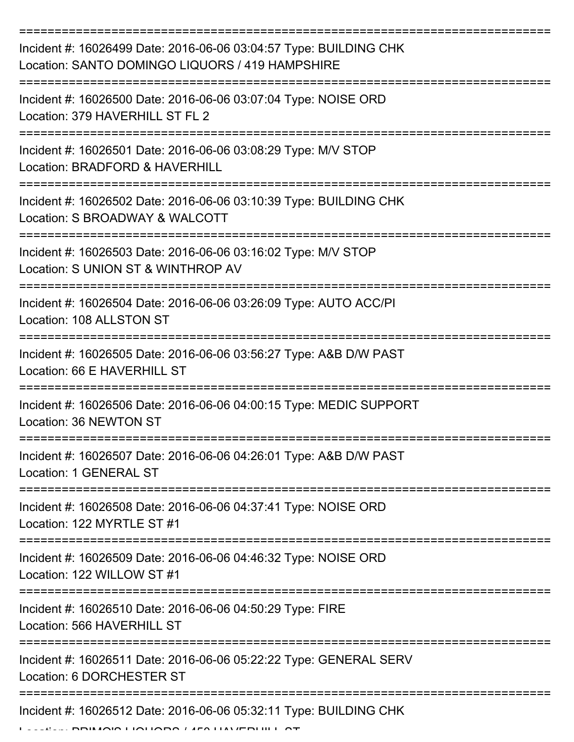Incident #: 16026499 Date: 2016-06-06 03:04:57 Type: BUILDING CHK
Location: SANTO DOMINGO LIQUORS / 419 HAMPSHIRE

Incident #: 16026500 Date: 2016-06-06 03:07:04 Type: NOISE ORD
Location: 379 HAVERHILL ST FL 2

Incident #: 16026501 Date: 2016-06-06 03:08:29 Type: M/V STOP
Location: BRADFORD & HAVERHILL

Incident #: 16026502 Date: 2016-06-06 03:10:39 Type: BUILDING CHK
Location: S BROADWAY & WALCOTT

Incident #: 16026503 Date: 2016-06-06 03:16:02 Type: M/V STOP
Location: S UNION ST & WINTHROP AV

Incident #: 16026504 Date: 2016-06-06 03:26:09 Type: AUTO ACC/PI
Location: 108 ALLSTON ST

Incident #: 16026505 Date: 2016-06-06 03:56:27 Type: A&B D/W PAST
Location: 66 E HAVERHILL ST

Incident #: 16026506 Date: 2016-06-06 04:00:15 Type: MEDIC SUPPORT
Location: 36 NEWTON ST

Incident #: 16026507 Date: 2016-06-06 04:26:01 Type: A&B D/W PAST
Location: 1 GENERAL ST

Incident #: 16026508 Date: 2016-06-06 04:37:41 Type: NOISE ORD
Location: 122 MYRTLE ST #1

Incident #: 16026509 Date: 2016-06-06 04:46:32 Type: NOISE ORD
Location: 122 WILLOW ST #1

Incident #: 16026510 Date: 2016-06-06 04:50:29 Type: FIRE
Location: 566 HAVERHILL ST

Incident #: 16026511 Date: 2016-06-06 05:22:22 Type: GENERAL SERV
Location: 6 DORCHESTER ST

Incident #: 16026512 Date: 2016-06-06 05:32:11 Type: BUILDING CHK
Location: PRIMO'S LIQUORS / 450 HAVERHILL ST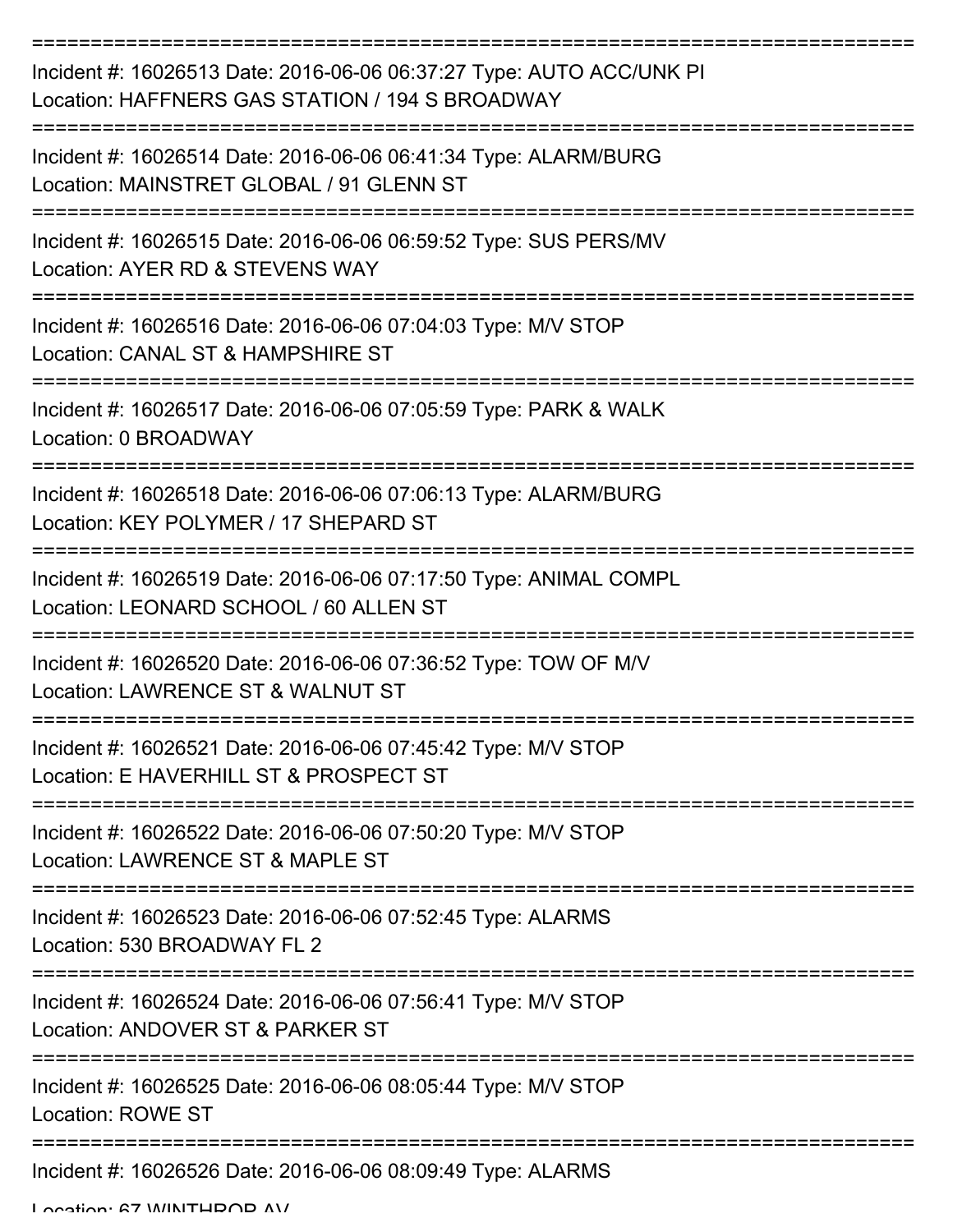===========================================================================

Incident #: 16026513 Date: 2016-06-06 06:37:27 Type: AUTO ACC/UNK PI

Location: HAFFNERS GAS STATION / 194 S BROADWAY

===========================================================================

Incident #: 16026514 Date: 2016-06-06 06:41:34 Type: ALARM/BURG

Location: MAINSTRET GLOBAL / 91 GLENN ST

===========================================================================

Incident #: 16026515 Date: 2016-06-06 06:59:52 Type: SUS PERS/MV

Location: AYER RD & STEVENS WAY

===========================================================================

Incident #: 16026516 Date: 2016-06-06 07:04:03 Type: M/V STOP

Location: CANAL ST & HAMPSHIRE ST

===========================================================================

Incident #: 16026517 Date: 2016-06-06 07:05:59 Type: PARK & WALK

Location: 0 BROADWAY

===========================================================================

Incident #: 16026518 Date: 2016-06-06 07:06:13 Type: ALARM/BURG

Location: KEY POLYMER / 17 SHEPARD ST

===========================================================================

Incident #: 16026519 Date: 2016-06-06 07:17:50 Type: ANIMAL COMPL

Location: LEONARD SCHOOL / 60 ALLEN ST

===========================================================================

Incident #: 16026520 Date: 2016-06-06 07:36:52 Type: TOW OF M/V

Location: LAWRENCE ST & WALNUT ST

===========================================================================

Incident #: 16026521 Date: 2016-06-06 07:45:42 Type: M/V STOP

Location: E HAVERHILL ST & PROSPECT ST

===========================================================================

Incident #: 16026522 Date: 2016-06-06 07:50:20 Type: M/V STOP

Location: LAWRENCE ST & MAPLE ST

===========================================================================

Incident #: 16026523 Date: 2016-06-06 07:52:45 Type: ALARMS

Location: 530 BROADWAY FL 2

===========================================================================

Incident #: 16026524 Date: 2016-06-06 07:56:41 Type: M/V STOP

Location: ANDOVER ST & PARKER ST

===========================================================================

Incident #: 16026525 Date: 2016-06-06 08:05:44 Type: M/V STOP

Location: ROWE ST

===========================================================================

Incident #: 16026526 Date: 2016-06-06 08:09:49 Type: ALARMS

Location: 67 WINTHROP AV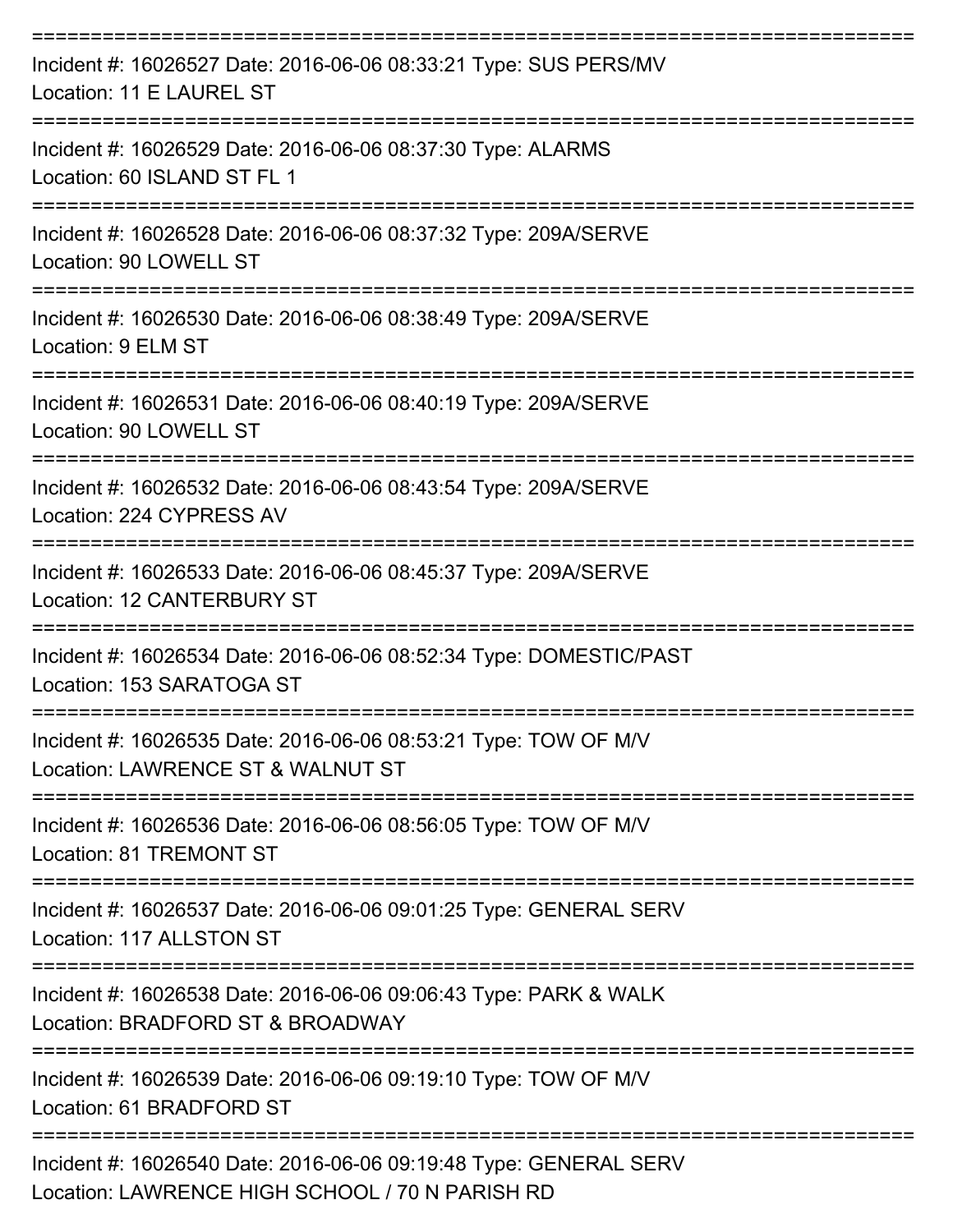===========================================================================

Incident #: 16026527 Date: 2016-06-06 08:33:21 Type: SUS PERS/MV
Location: 11 E LAUREL ST

===========================================================================

Incident #: 16026529 Date: 2016-06-06 08:37:30 Type: ALARMS
Location: 60 ISLAND ST FL 1

===========================================================================

Incident #: 16026528 Date: 2016-06-06 08:37:32 Type: 209A/SERVE
Location: 90 LOWELL ST

===========================================================================

Incident #: 16026530 Date: 2016-06-06 08:38:49 Type: 209A/SERVE
Location: 9 ELM ST

===========================================================================

Incident #: 16026531 Date: 2016-06-06 08:40:19 Type: 209A/SERVE
Location: 90 LOWELL ST

===========================================================================

Incident #: 16026532 Date: 2016-06-06 08:43:54 Type: 209A/SERVE
Location: 224 CYPRESS AV

===========================================================================

Incident #: 16026533 Date: 2016-06-06 08:45:37 Type: 209A/SERVE
Location: 12 CANTERBURY ST

===========================================================================

Incident #: 16026534 Date: 2016-06-06 08:52:34 Type: DOMESTIC/PAST
Location: 153 SARATOGA ST

===========================================================================

Incident #: 16026535 Date: 2016-06-06 08:53:21 Type: TOW OF M/V
Location: LAWRENCE ST & WALNUT ST

===========================================================================

Incident #: 16026536 Date: 2016-06-06 08:56:05 Type: TOW OF M/V
Location: 81 TREMONT ST

===========================================================================

Incident #: 16026537 Date: 2016-06-06 09:01:25 Type: GENERAL SERV
Location: 117 ALLSTON ST

===========================================================================

Incident #: 16026538 Date: 2016-06-06 09:06:43 Type: PARK & WALK
Location: BRADFORD ST & BROADWAY

===========================================================================

Incident #: 16026539 Date: 2016-06-06 09:19:10 Type: TOW OF M/V
Location: 61 BRADFORD ST

===========================================================================

Incident #: 16026540 Date: 2016-06-06 09:19:48 Type: GENERAL SERV
Location: LAWRENCE HIGH SCHOOL / 70 N PARISH RD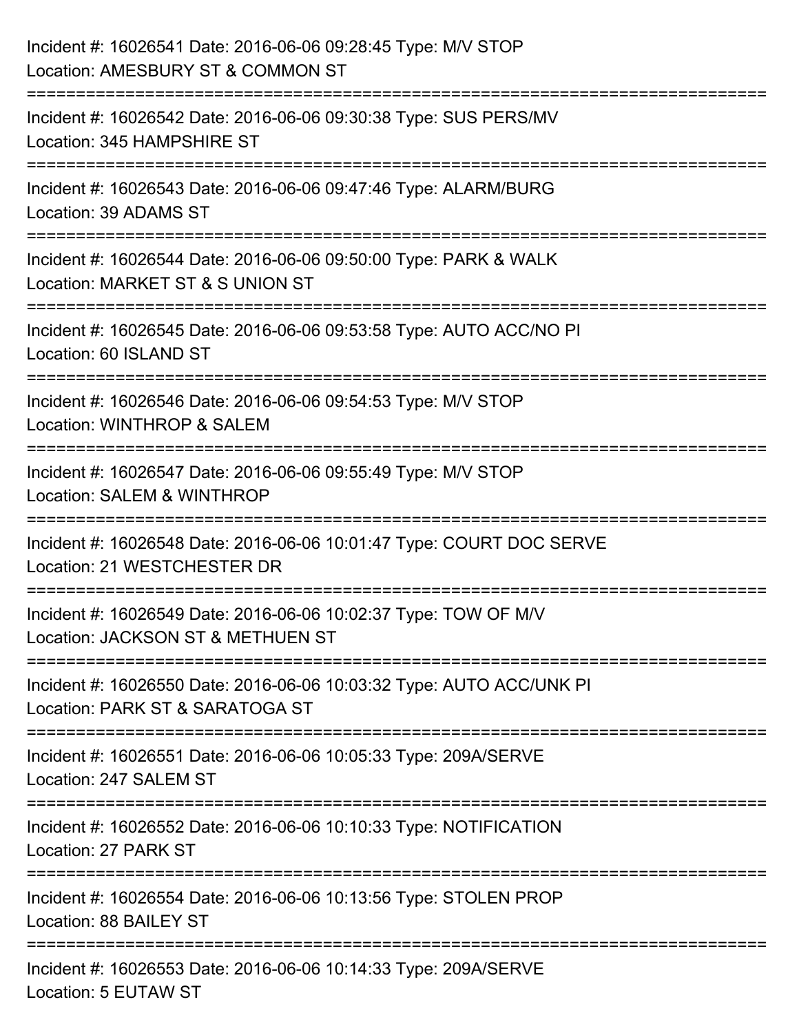Incident #: 16026541 Date: 2016-06-06 09:28:45 Type: M/V STOP
Location: AMESBURY ST & COMMON ST

===========================================================================

Incident #: 16026542 Date: 2016-06-06 09:30:38 Type: SUS PERS/MV
Location: 345 HAMPSHIRE ST

===========================================================================

Incident #: 16026543 Date: 2016-06-06 09:47:46 Type: ALARM/BURG
Location: 39 ADAMS ST

===========================================================================

Incident #: 16026544 Date: 2016-06-06 09:50:00 Type: PARK & WALK
Location: MARKET ST & S UNION ST

===========================================================================

Incident #: 16026545 Date: 2016-06-06 09:53:58 Type: AUTO ACC/NO PI
Location: 60 ISLAND ST

===========================================================================

Incident #: 16026546 Date: 2016-06-06 09:54:53 Type: M/V STOP
Location: WINTHROP & SALEM

===========================================================================

Incident #: 16026547 Date: 2016-06-06 09:55:49 Type: M/V STOP
Location: SALEM & WINTHROP

===========================================================================

Incident #: 16026548 Date: 2016-06-06 10:01:47 Type: COURT DOC SERVE
Location: 21 WESTCHESTER DR

===========================================================================

Incident #: 16026549 Date: 2016-06-06 10:02:37 Type: TOW OF M/V
Location: JACKSON ST & METHUEN ST

===========================================================================

Incident #: 16026550 Date: 2016-06-06 10:03:32 Type: AUTO ACC/UNK PI
Location: PARK ST & SARATOGA ST

===========================================================================

Incident #: 16026551 Date: 2016-06-06 10:05:33 Type: 209A/SERVE
Location: 247 SALEM ST

===========================================================================

Incident #: 16026552 Date: 2016-06-06 10:10:33 Type: NOTIFICATION
Location: 27 PARK ST

===========================================================================

Incident #: 16026554 Date: 2016-06-06 10:13:56 Type: STOLEN PROP
Location: 88 BAILEY ST

===========================================================================

Incident #: 16026553 Date: 2016-06-06 10:14:33 Type: 209A/SERVE
Location: 5 EUTAW ST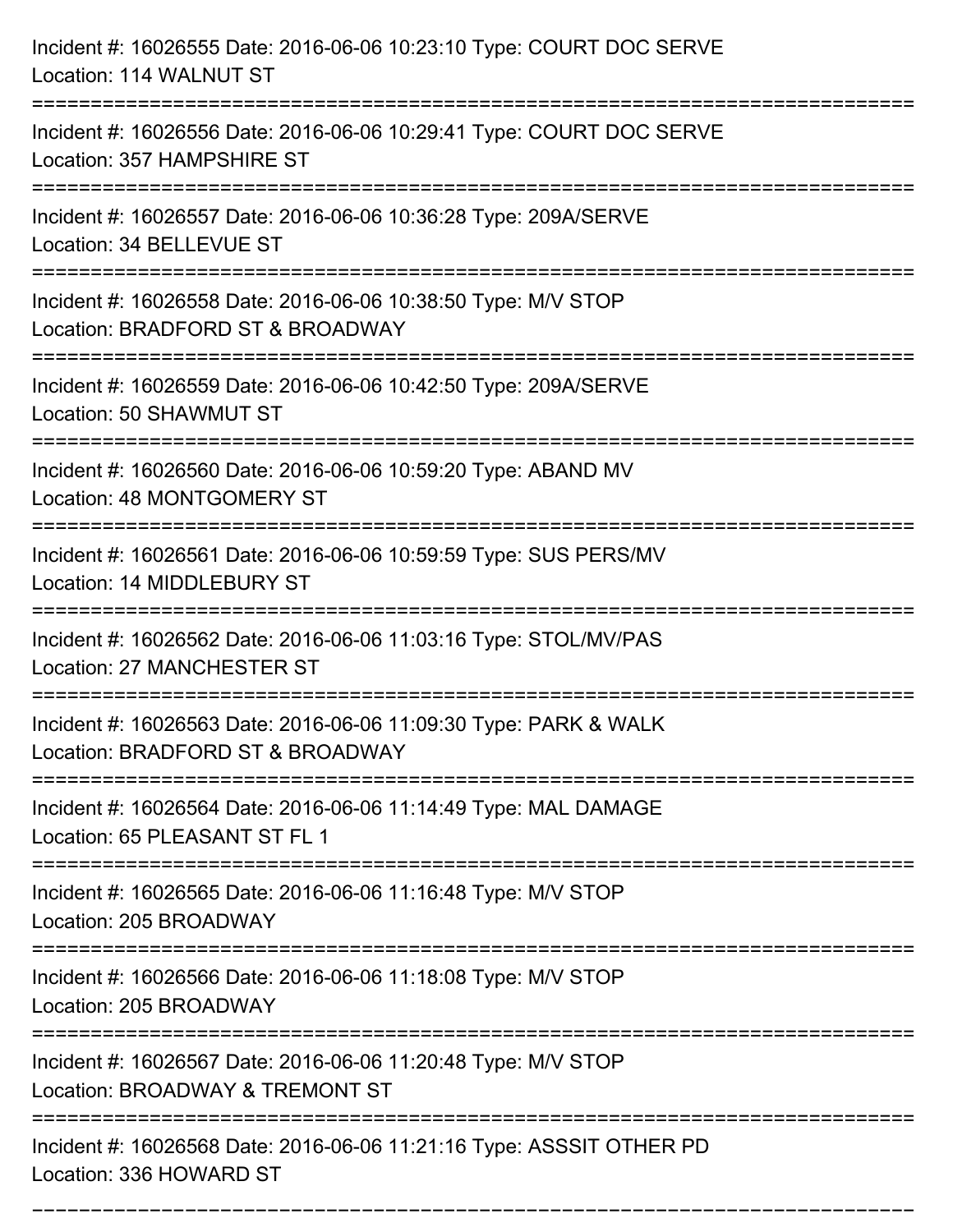Incident #: 16026555 Date: 2016-06-06 10:23:10 Type: COURT DOC SERVE
Location: 114 WALNUT ST

===========================================================================

Incident #: 16026556 Date: 2016-06-06 10:29:41 Type: COURT DOC SERVE
Location: 357 HAMPSHIRE ST

===========================================================================

Incident #: 16026557 Date: 2016-06-06 10:36:28 Type: 209A/SERVE
Location: 34 BELLEVUE ST

===========================================================================

Incident #: 16026558 Date: 2016-06-06 10:38:50 Type: M/V STOP
Location: BRADFORD ST & BROADWAY

===========================================================================

Incident #: 16026559 Date: 2016-06-06 10:42:50 Type: 209A/SERVE
Location: 50 SHAWMUT ST

===========================================================================

Incident #: 16026560 Date: 2016-06-06 10:59:20 Type: ABAND MV
Location: 48 MONTGOMERY ST

===========================================================================

Incident #: 16026561 Date: 2016-06-06 10:59:59 Type: SUS PERS/MV
Location: 14 MIDDLEBURY ST

===========================================================================

Incident #: 16026562 Date: 2016-06-06 11:03:16 Type: STOL/MV/PAS
Location: 27 MANCHESTER ST

===========================================================================

Incident #: 16026563 Date: 2016-06-06 11:09:30 Type: PARK & WALK
Location: BRADFORD ST & BROADWAY

===========================================================================

Incident #: 16026564 Date: 2016-06-06 11:14:49 Type: MAL DAMAGE
Location: 65 PLEASANT ST FL 1

===========================================================================

Incident #: 16026565 Date: 2016-06-06 11:16:48 Type: M/V STOP
Location: 205 BROADWAY

===========================================================================

Incident #: 16026566 Date: 2016-06-06 11:18:08 Type: M/V STOP
Location: 205 BROADWAY

===========================================================================

Incident #: 16026567 Date: 2016-06-06 11:20:48 Type: M/V STOP
Location: BROADWAY & TREMONT ST

===========================================================================

Incident #: 16026568 Date: 2016-06-06 11:21:16 Type: ASSSIT OTHER PD
Location: 336 HOWARD ST

===========================================================================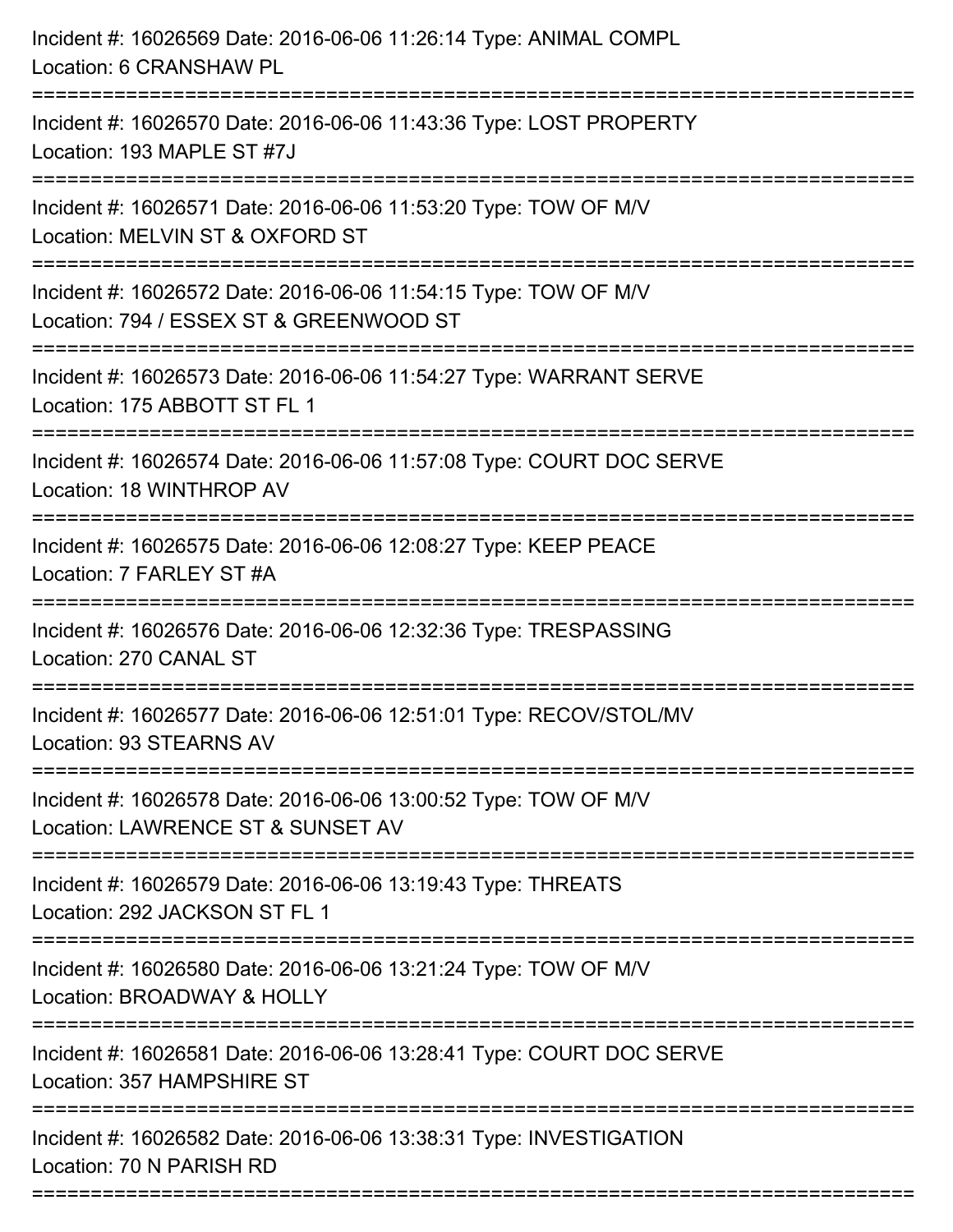Incident #: 16026569 Date: 2016-06-06 11:26:14 Type: ANIMAL COMPL
Location: 6 CRANSHAW PL

===========================================================================

Incident #: 16026570 Date: 2016-06-06 11:43:36 Type: LOST PROPERTY
Location: 193 MAPLE ST #7J

===========================================================================

Incident #: 16026571 Date: 2016-06-06 11:53:20 Type: TOW OF M/V
Location: MELVIN ST & OXFORD ST

===========================================================================

Incident #: 16026572 Date: 2016-06-06 11:54:15 Type: TOW OF M/V
Location: 794 / ESSEX ST & GREENWOOD ST

===========================================================================

Incident #: 16026573 Date: 2016-06-06 11:54:27 Type: WARRANT SERVE
Location: 175 ABBOTT ST FL 1

===========================================================================

Incident #: 16026574 Date: 2016-06-06 11:57:08 Type: COURT DOC SERVE
Location: 18 WINTHROP AV

===========================================================================

Incident #: 16026575 Date: 2016-06-06 12:08:27 Type: KEEP PEACE
Location: 7 FARLEY ST #A

===========================================================================

Incident #: 16026576 Date: 2016-06-06 12:32:36 Type: TRESPASSING
Location: 270 CANAL ST

===========================================================================

Incident #: 16026577 Date: 2016-06-06 12:51:01 Type: RECOV/STOL/MV
Location: 93 STEARNS AV

===========================================================================

Incident #: 16026578 Date: 2016-06-06 13:00:52 Type: TOW OF M/V
Location: LAWRENCE ST & SUNSET AV

===========================================================================

Incident #: 16026579 Date: 2016-06-06 13:19:43 Type: THREATS
Location: 292 JACKSON ST FL 1

===========================================================================

Incident #: 16026580 Date: 2016-06-06 13:21:24 Type: TOW OF M/V
Location: BROADWAY & HOLLY

===========================================================================

Incident #: 16026581 Date: 2016-06-06 13:28:41 Type: COURT DOC SERVE
Location: 357 HAMPSHIRE ST

===========================================================================

Incident #: 16026582 Date: 2016-06-06 13:38:31 Type: INVESTIGATION
Location: 70 N PARISH RD

===========================================================================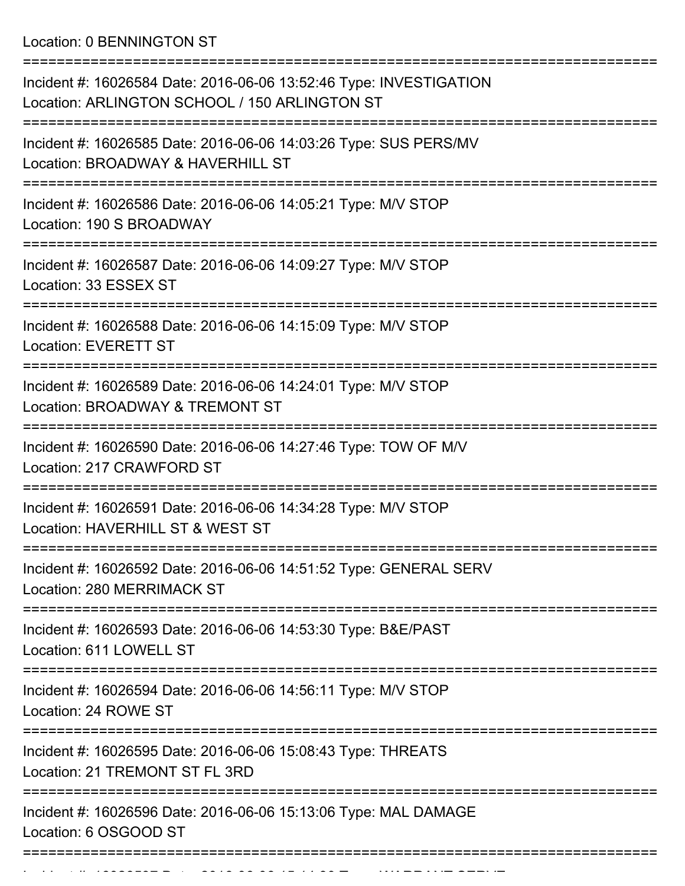Location: 0 BENNINGTON ST

===========================================================================

Incident #: 16026584 Date: 2016-06-06 13:52:46 Type: INVESTIGATION
Location: ARLINGTON SCHOOL / 150 ARLINGTON ST

===========================================================================

Incident #: 16026585 Date: 2016-06-06 14:03:26 Type: SUS PERS/MV
Location: BROADWAY & HAVERHILL ST

===========================================================================

Incident #: 16026586 Date: 2016-06-06 14:05:21 Type: M/V STOP
Location: 190 S BROADWAY

===========================================================================

Incident #: 16026587 Date: 2016-06-06 14:09:27 Type: M/V STOP
Location: 33 ESSEX ST

===========================================================================

Incident #: 16026588 Date: 2016-06-06 14:15:09 Type: M/V STOP
Location: EVERETT ST

===========================================================================

Incident #: 16026589 Date: 2016-06-06 14:24:01 Type: M/V STOP
Location: BROADWAY & TREMONT ST

===========================================================================

Incident #: 16026590 Date: 2016-06-06 14:27:46 Type: TOW OF M/V
Location: 217 CRAWFORD ST

===========================================================================

Incident #: 16026591 Date: 2016-06-06 14:34:28 Type: M/V STOP
Location: HAVERHILL ST & WEST ST

===========================================================================

Incident #: 16026592 Date: 2016-06-06 14:51:52 Type: GENERAL SERV
Location: 280 MERRIMACK ST

===========================================================================

Incident #: 16026593 Date: 2016-06-06 14:53:30 Type: B&E/PAST
Location: 611 LOWELL ST

===========================================================================

Incident #: 16026594 Date: 2016-06-06 14:56:11 Type: M/V STOP
Location: 24 ROWE ST

===========================================================================

Incident #: 16026595 Date: 2016-06-06 15:08:43 Type: THREATS
Location: 21 TREMONT ST FL 3RD

===========================================================================

Incident #: 16026596 Date: 2016-06-06 15:13:06 Type: MAL DAMAGE
Location: 6 OSGOOD ST

===========================================================================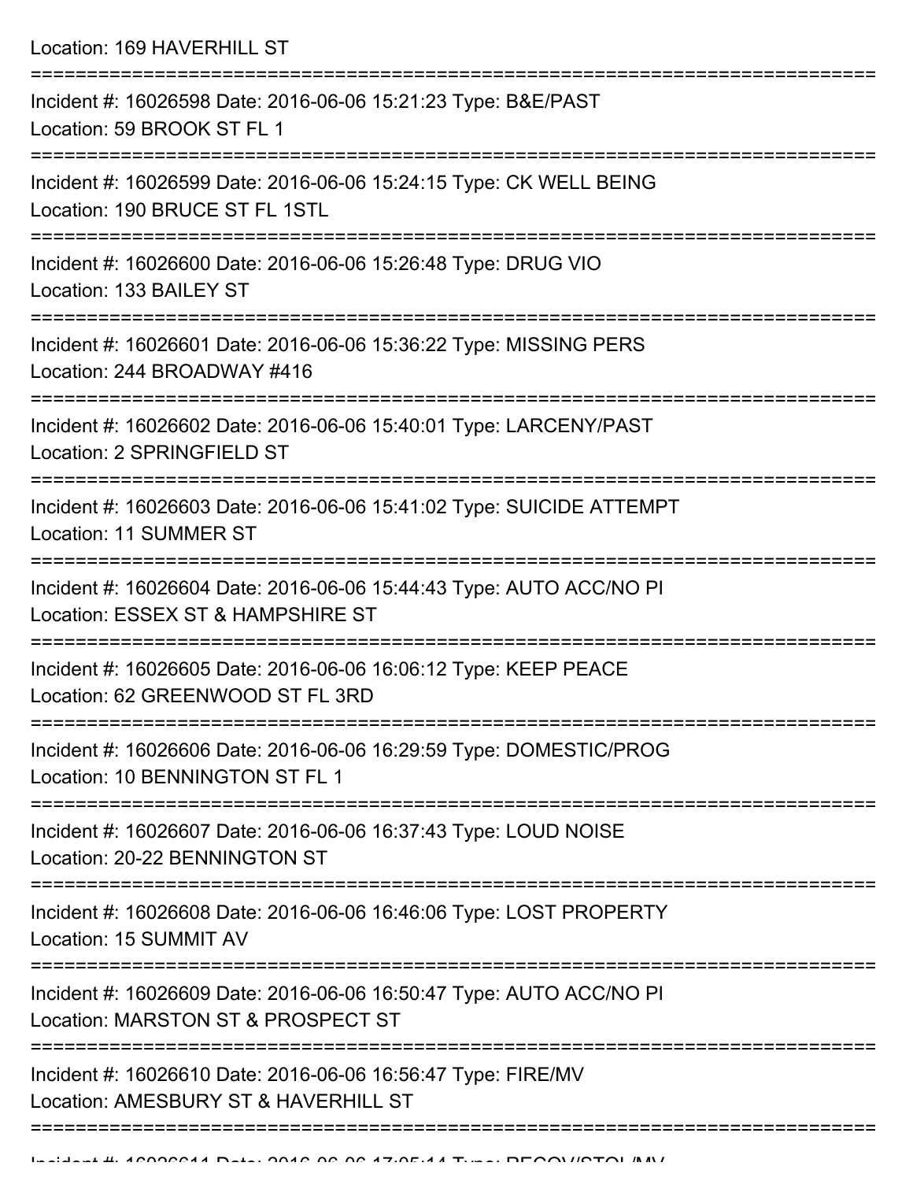Location: 169 HAVERHILL ST

===========================================================================

Incident #: 16026598 Date: 2016-06-06 15:21:23 Type: B&E/PAST
Location: 59 BROOK ST FL 1

===========================================================================

Incident #: 16026599 Date: 2016-06-06 15:24:15 Type: CK WELL BEING
Location: 190 BRUCE ST FL 1STL

===========================================================================

Incident #: 16026600 Date: 2016-06-06 15:26:48 Type: DRUG VIO
Location: 133 BAILEY ST

===========================================================================

Incident #: 16026601 Date: 2016-06-06 15:36:22 Type: MISSING PERS
Location: 244 BROADWAY #416

===========================================================================

Incident #: 16026602 Date: 2016-06-06 15:40:01 Type: LARCENY/PAST
Location: 2 SPRINGFIELD ST

===========================================================================

Incident #: 16026603 Date: 2016-06-06 15:41:02 Type: SUICIDE ATTEMPT
Location: 11 SUMMER ST

===========================================================================

Incident #: 16026604 Date: 2016-06-06 15:44:43 Type: AUTO ACC/NO PI
Location: ESSEX ST & HAMPSHIRE ST

===========================================================================

Incident #: 16026605 Date: 2016-06-06 16:06:12 Type: KEEP PEACE
Location: 62 GREENWOOD ST FL 3RD

===========================================================================

Incident #: 16026606 Date: 2016-06-06 16:29:59 Type: DOMESTIC/PROG
Location: 10 BENNINGTON ST FL 1

===========================================================================

Incident #: 16026607 Date: 2016-06-06 16:37:43 Type: LOUD NOISE
Location: 20-22 BENNINGTON ST

===========================================================================

Incident #: 16026608 Date: 2016-06-06 16:46:06 Type: LOST PROPERTY
Location: 15 SUMMIT AV

===========================================================================

Incident #: 16026609 Date: 2016-06-06 16:50:47 Type: AUTO ACC/NO PI
Location: MARSTON ST & PROSPECT ST

===========================================================================

Incident #: 16026610 Date: 2016-06-06 16:56:47 Type: FIRE/MV
Location: AMESBURY ST & HAVERHILL ST

===========================================================================

Incident #: 16026611 Date: 2016-06-06 17:05:14 Type: RECOV/STOL/MV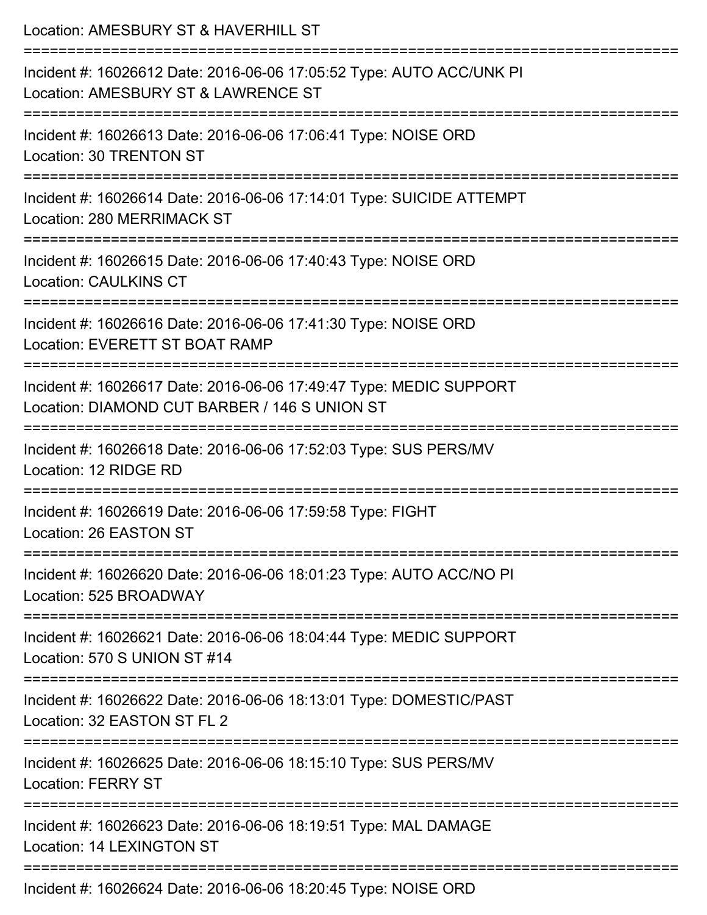Location: AMESBURY ST & HAVERHILL ST

===========================================================================

Incident #: 16026612 Date: 2016-06-06 17:05:52 Type: AUTO ACC/UNK PI
Location: AMESBURY ST & LAWRENCE ST

===========================================================================

Incident #: 16026613 Date: 2016-06-06 17:06:41 Type: NOISE ORD
Location: 30 TRENTON ST

===========================================================================

Incident #: 16026614 Date: 2016-06-06 17:14:01 Type: SUICIDE ATTEMPT
Location: 280 MERRIMACK ST

===========================================================================

Incident #: 16026615 Date: 2016-06-06 17:40:43 Type: NOISE ORD
Location: CAULKINS CT

===========================================================================

Incident #: 16026616 Date: 2016-06-06 17:41:30 Type: NOISE ORD
Location: EVERETT ST BOAT RAMP

===========================================================================

Incident #: 16026617 Date: 2016-06-06 17:49:47 Type: MEDIC SUPPORT
Location: DIAMOND CUT BARBER / 146 S UNION ST

===========================================================================

Incident #: 16026618 Date: 2016-06-06 17:52:03 Type: SUS PERS/MV
Location: 12 RIDGE RD

===========================================================================

Incident #: 16026619 Date: 2016-06-06 17:59:58 Type: FIGHT
Location: 26 EASTON ST

===========================================================================

Incident #: 16026620 Date: 2016-06-06 18:01:23 Type: AUTO ACC/NO PI
Location: 525 BROADWAY

===========================================================================

Incident #: 16026621 Date: 2016-06-06 18:04:44 Type: MEDIC SUPPORT
Location: 570 S UNION ST #14

===========================================================================

Incident #: 16026622 Date: 2016-06-06 18:13:01 Type: DOMESTIC/PAST
Location: 32 EASTON ST FL 2

===========================================================================

Incident #: 16026625 Date: 2016-06-06 18:15:10 Type: SUS PERS/MV
Location: FERRY ST

===========================================================================

Incident #: 16026623 Date: 2016-06-06 18:19:51 Type: MAL DAMAGE
Location: 14 LEXINGTON ST

===========================================================================

Incident #: 16026624 Date: 2016-06-06 18:20:45 Type: NOISE ORD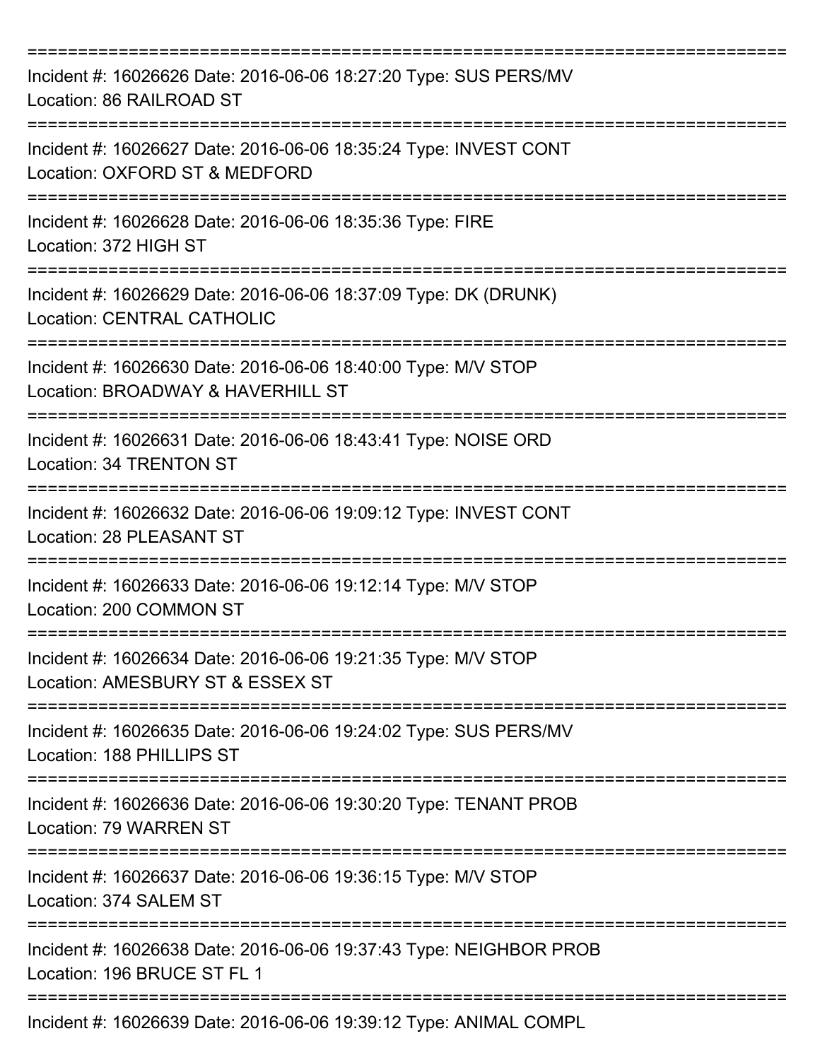===========================================================================

Incident #: 16026626 Date: 2016-06-06 18:27:20 Type: SUS PERS/MV
Location: 86 RAILROAD ST

===========================================================================

Incident #: 16026627 Date: 2016-06-06 18:35:24 Type: INVEST CONT
Location: OXFORD ST & MEDFORD

===========================================================================

Incident #: 16026628 Date: 2016-06-06 18:35:36 Type: FIRE
Location: 372 HIGH ST

===========================================================================

Incident #: 16026629 Date: 2016-06-06 18:37:09 Type: DK (DRUNK)
Location: CENTRAL CATHOLIC

===========================================================================

Incident #: 16026630 Date: 2016-06-06 18:40:00 Type: M/V STOP
Location: BROADWAY & HAVERHILL ST

===========================================================================

Incident #: 16026631 Date: 2016-06-06 18:43:41 Type: NOISE ORD
Location: 34 TRENTON ST

===========================================================================

Incident #: 16026632 Date: 2016-06-06 19:09:12 Type: INVEST CONT
Location: 28 PLEASANT ST

===========================================================================

Incident #: 16026633 Date: 2016-06-06 19:12:14 Type: M/V STOP
Location: 200 COMMON ST

===========================================================================

Incident #: 16026634 Date: 2016-06-06 19:21:35 Type: M/V STOP
Location: AMESBURY ST & ESSEX ST

===========================================================================

Incident #: 16026635 Date: 2016-06-06 19:24:02 Type: SUS PERS/MV
Location: 188 PHILLIPS ST

===========================================================================

Incident #: 16026636 Date: 2016-06-06 19:30:20 Type: TENANT PROB
Location: 79 WARREN ST

===========================================================================

Incident #: 16026637 Date: 2016-06-06 19:36:15 Type: M/V STOP
Location: 374 SALEM ST

===========================================================================

Incident #: 16026638 Date: 2016-06-06 19:37:43 Type: NEIGHBOR PROB
Location: 196 BRUCE ST FL 1

===========================================================================

Incident #: 16026639 Date: 2016-06-06 19:39:12 Type: ANIMAL COMPL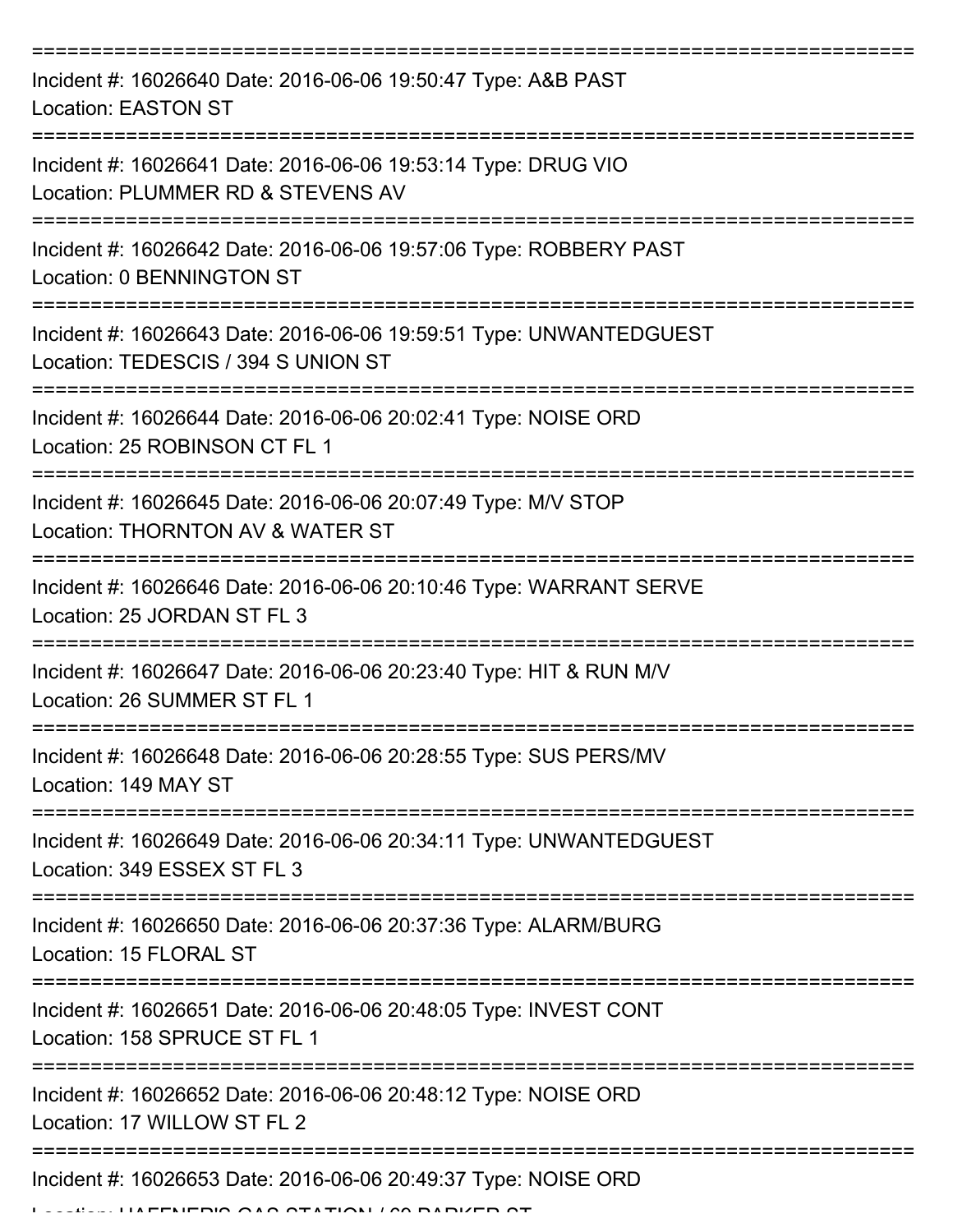Incident #: 16026640 Date: 2016-06-06 19:50:47 Type: A&B PAST
Location: EASTON ST

Incident #: 16026641 Date: 2016-06-06 19:53:14 Type: DRUG VIO
Location: PLUMMER RD & STEVENS AV

Incident #: 16026642 Date: 2016-06-06 19:57:06 Type: ROBBERY PAST
Location: 0 BENNINGTON ST

Incident #: 16026643 Date: 2016-06-06 19:59:51 Type: UNWANTEDGUEST
Location: TEDESCIS / 394 S UNION ST

Incident #: 16026644 Date: 2016-06-06 20:02:41 Type: NOISE ORD
Location: 25 ROBINSON CT FL 1

Incident #: 16026645 Date: 2016-06-06 20:07:49 Type: M/V STOP
Location: THORNTON AV & WATER ST

Incident #: 16026646 Date: 2016-06-06 20:10:46 Type: WARRANT SERVE
Location: 25 JORDAN ST FL 3

Incident #: 16026647 Date: 2016-06-06 20:23:40 Type: HIT & RUN M/V
Location: 26 SUMMER ST FL 1

Incident #: 16026648 Date: 2016-06-06 20:28:55 Type: SUS PERS/MV
Location: 149 MAY ST

Incident #: 16026649 Date: 2016-06-06 20:34:11 Type: UNWANTEDGUEST
Location: 349 ESSEX ST FL 3

Incident #: 16026650 Date: 2016-06-06 20:37:36 Type: ALARM/BURG
Location: 15 FLORAL ST

Incident #: 16026651 Date: 2016-06-06 20:48:05 Type: INVEST CONT
Location: 158 SPRUCE ST FL 1

Incident #: 16026652 Date: 2016-06-06 20:48:12 Type: NOISE ORD
Location: 17 WILLOW ST FL 2

Incident #: 16026653 Date: 2016-06-06 20:49:37 Type: NOISE ORD
Location: HAFFNER'S GAS STATION / 69 PARKER ST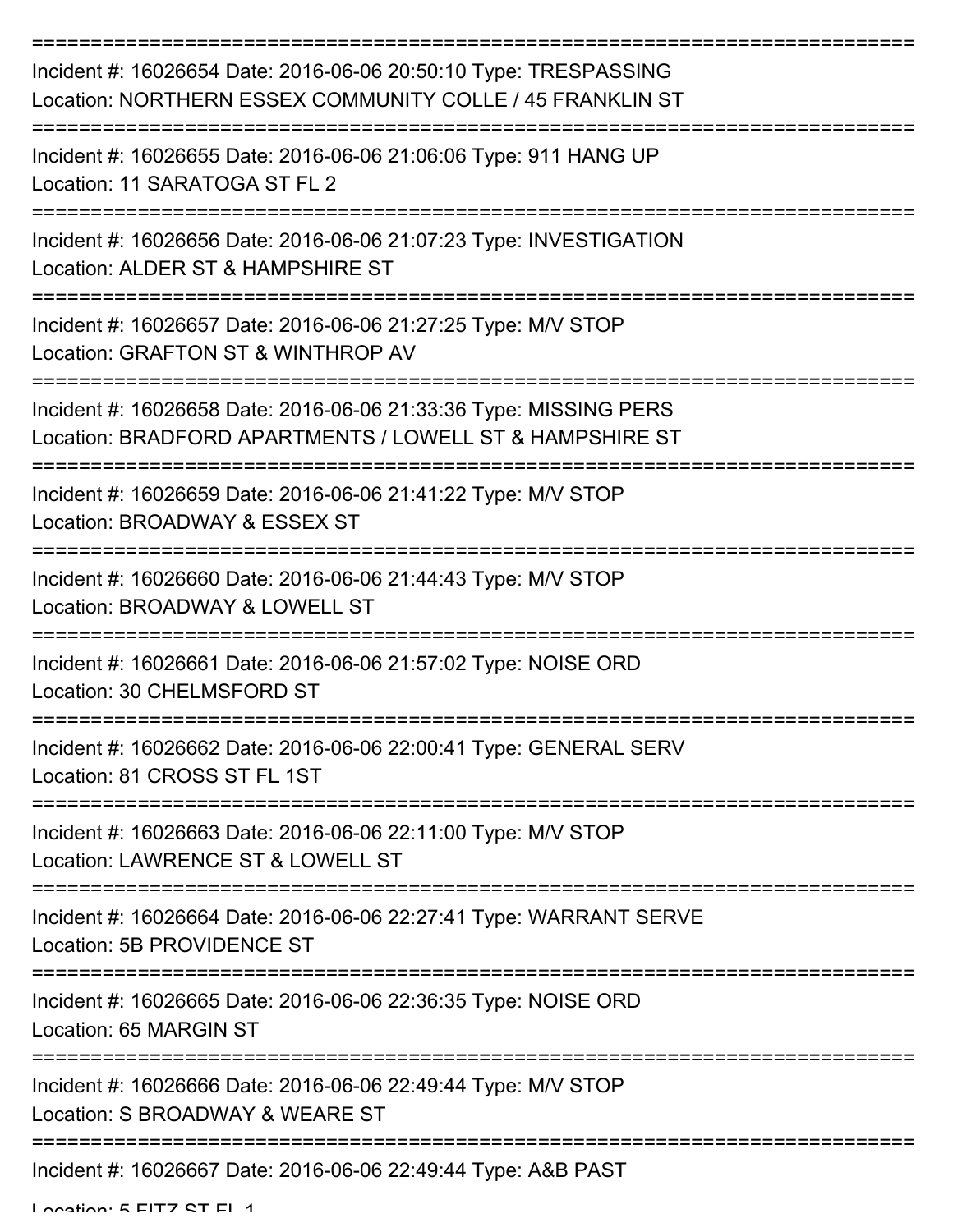Incident #: 16026654 Date: 2016-06-06 20:50:10 Type: TRESPASSING
Location: NORTHERN ESSEX COMMUNITY COLLE / 45 FRANKLIN ST

---

Incident #: 16026655 Date: 2016-06-06 21:06:06 Type: 911 HANG UP
Location: 11 SARATOGA ST FL 2

---

Incident #: 16026656 Date: 2016-06-06 21:07:23 Type: INVESTIGATION
Location: ALDER ST & HAMPSHIRE ST

---

Incident #: 16026657 Date: 2016-06-06 21:27:25 Type: M/V STOP
Location: GRAFTON ST & WINTHROP AV

---

Incident #: 16026658 Date: 2016-06-06 21:33:36 Type: MISSING PERS
Location: BRADFORD APARTMENTS / LOWELL ST & HAMPSHIRE ST

---

Incident #: 16026659 Date: 2016-06-06 21:41:22 Type: M/V STOP
Location: BROADWAY & ESSEX ST

---

Incident #: 16026660 Date: 2016-06-06 21:44:43 Type: M/V STOP
Location: BROADWAY & LOWELL ST

---

Incident #: 16026661 Date: 2016-06-06 21:57:02 Type: NOISE ORD
Location: 30 CHELMSFORD ST

---

Incident #: 16026662 Date: 2016-06-06 22:00:41 Type: GENERAL SERV
Location: 81 CROSS ST FL 1ST

---

Incident #: 16026663 Date: 2016-06-06 22:11:00 Type: M/V STOP
Location: LAWRENCE ST & LOWELL ST

---

Incident #: 16026664 Date: 2016-06-06 22:27:41 Type: WARRANT SERVE
Location: 5B PROVIDENCE ST

---

Incident #: 16026665 Date: 2016-06-06 22:36:35 Type: NOISE ORD
Location: 65 MARGIN ST

---

Incident #: 16026666 Date: 2016-06-06 22:49:44 Type: M/V STOP
Location: S BROADWAY & WEARE ST

---

Incident #: 16026667 Date: 2016-06-06 22:49:44 Type: A&B PAST
Location: 5 FITZ ST FL 1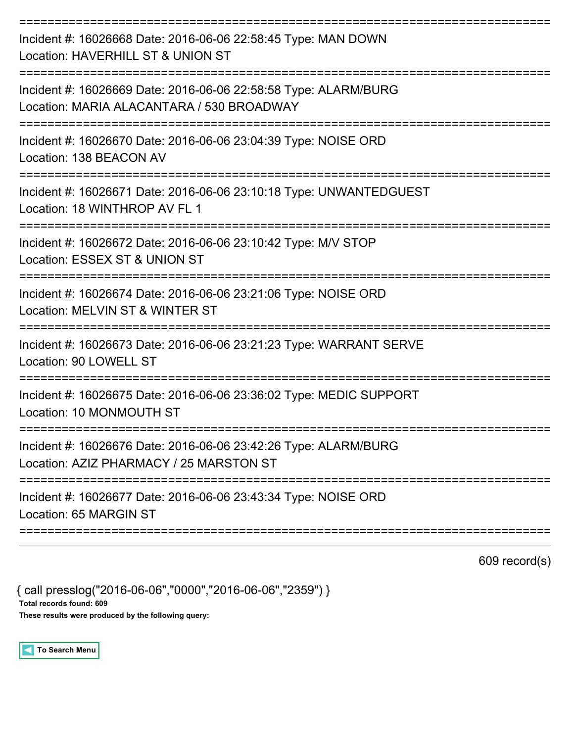===========================================================================

Incident #: 16026668 Date: 2016-06-06 22:58:45 Type: MAN DOWN
Location: HAVERHILL ST & UNION ST

===========================================================================

Incident #: 16026669 Date: 2016-06-06 22:58:58 Type: ALARM/BURG
Location: MARIA ALACANTARA / 530 BROADWAY

===========================================================================

Incident #: 16026670 Date: 2016-06-06 23:04:39 Type: NOISE ORD
Location: 138 BEACON AV

===========================================================================

Incident #: 16026671 Date: 2016-06-06 23:10:18 Type: UNWANTEDGUEST
Location: 18 WINTHROP AV FL 1

===========================================================================

Incident #: 16026672 Date: 2016-06-06 23:10:42 Type: M/V STOP
Location: ESSEX ST & UNION ST

===========================================================================

Incident #: 16026674 Date: 2016-06-06 23:21:06 Type: NOISE ORD
Location: MELVIN ST & WINTER ST

===========================================================================

Incident #: 16026673 Date: 2016-06-06 23:21:23 Type: WARRANT SERVE
Location: 90 LOWELL ST

===========================================================================

Incident #: 16026675 Date: 2016-06-06 23:36:02 Type: MEDIC SUPPORT
Location: 10 MONMOUTH ST

===========================================================================

Incident #: 16026676 Date: 2016-06-06 23:42:26 Type: ALARM/BURG
Location: AZIZ PHARMACY / 25 MARSTON ST

===========================================================================

Incident #: 16026677 Date: 2016-06-06 23:43:34 Type: NOISE ORD
Location: 65 MARGIN ST

===========================================================================

609 record(s)

{ call presslog("2016-06-06","0000","2016-06-06","2359") }

**Total records found: 609**

**These results were produced by the following query:**

To Search Menu